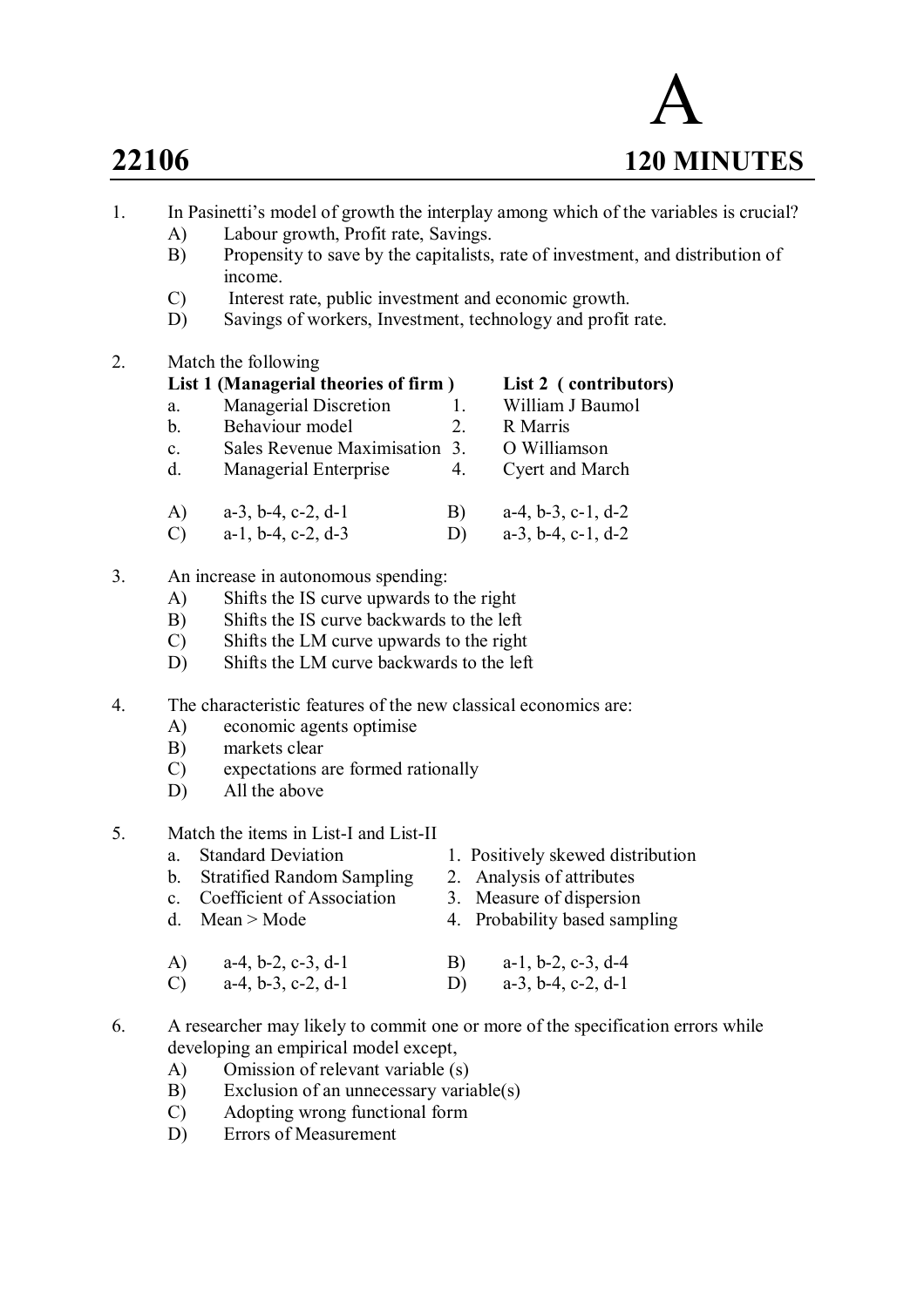# A

## 22106 — 120 MINUTES

1. In Pasinetti's model of growth the interplay among which of the variables is crucial?
   - A) Labour growth, Profit rate, Savings.
   - B) Propensity to save by the capitalists, rate of investment, and distribution of income.
   - C) Interest rate, public investment and economic growth.
   - D) Savings of workers, Investment, technology and profit rate.

2. Match the following

   | | **List 1 (Managerial theories of firm )** | | **List 2 ( contributors)** |
   |---|---|---|---|
   | a. | Managerial Discretion | 1. | William J Baumol |
   | b. | Behaviour model | 2. | R Marris |
   | c. | Sales Revenue Maximisation | 3. | O Williamson |
   | d. | Managerial Enterprise | 4. | Cyert and March |

   - A) a-3, b-4, c-2, d-1
   - B) a-4, b-3, c-1, d-2
   - C) a-1, b-4, c-2, d-3
   - D) a-3, b-4, c-1, d-2

3. An increase in autonomous spending:
   - A) Shifts the IS curve upwards to the right
   - B) Shifts the IS curve backwards to the left
   - C) Shifts the LM curve upwards to the right
   - D) Shifts the LM curve backwards to the left

4. The characteristic features of the new classical economics are:
   - A) economic agents optimise
   - B) markets clear
   - C) expectations are formed rationally
   - D) All the above

5. Match the items in List-I and List-II

   | | | | |
   |---|---|---|---|
   | a. | Standard Deviation | 1. | Positively skewed distribution |
   | b. | Stratified Random Sampling | 2. | Analysis of attributes |
   | c. | Coefficient of Association | 3. | Measure of dispersion |
   | d. | Mean > Mode | 4. | Probability based sampling |

   - A) a-4, b-2, c-3, d-1
   - B) a-1, b-2, c-3, d-4
   - C) a-4, b-3, c-2, d-1
   - D) a-3, b-4, c-2, d-1

6. A researcher may likely to commit one or more of the specification errors while developing an empirical model except,
   - A) Omission of relevant variable (s)
   - B) Exclusion of an unnecessary variable(s)
   - C) Adopting wrong functional form
   - D) Errors of Measurement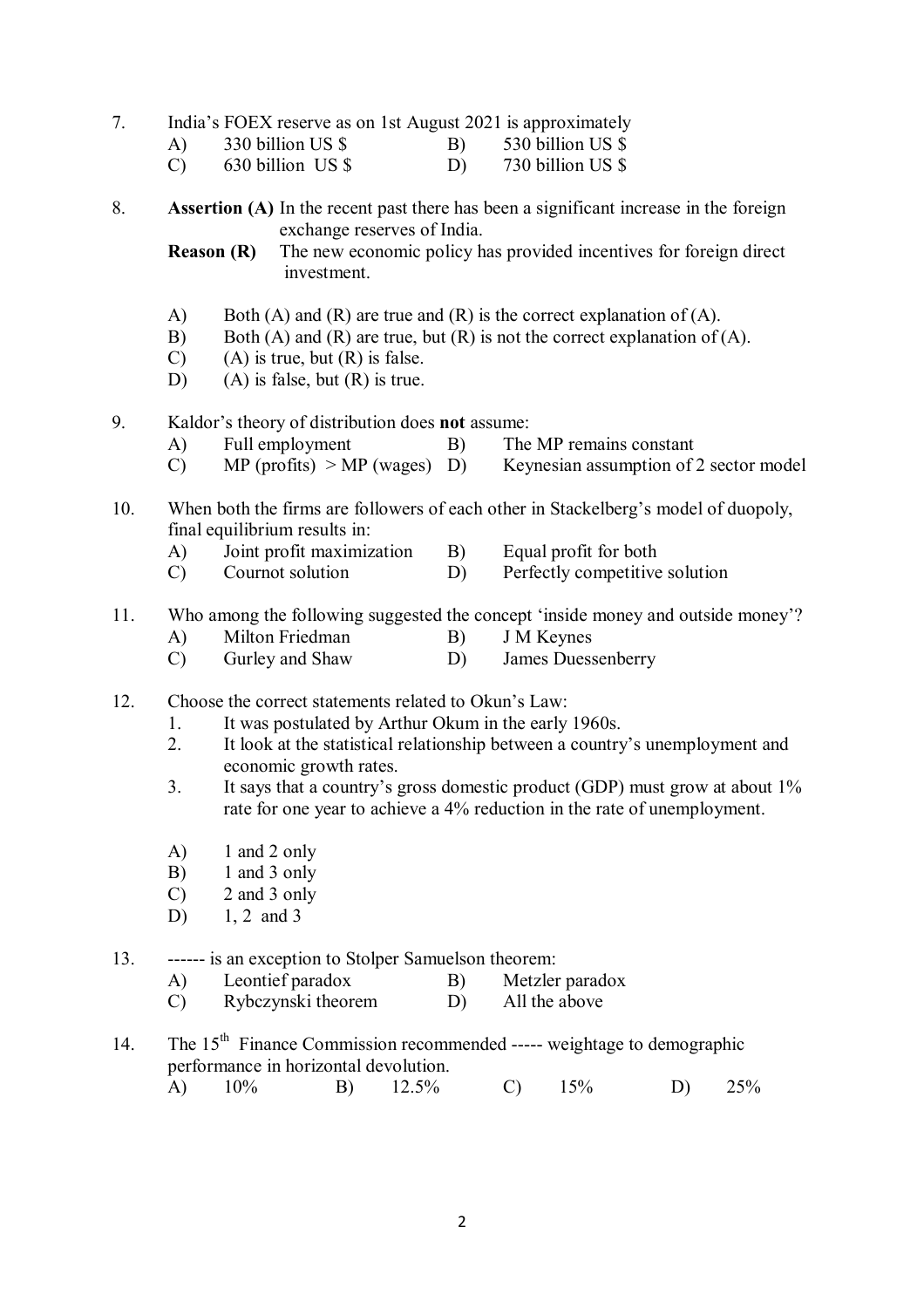7. India's FOEX reserve as on 1st August 2021 is approximately
   A) 330 billion US $ B) 530 billion US $
   C) 630 billion US $ D) 730 billion US $

8. **Assertion (A)** In the recent past there has been a significant increase in the foreign exchange reserves of India.
   **Reason (R)** The new economic policy has provided incentives for foreign direct investment.

   A) Both (A) and (R) are true and (R) is the correct explanation of (A).
   B) Both (A) and (R) are true, but (R) is not the correct explanation of (A).
   C) (A) is true, but (R) is false.
   D) (A) is false, but (R) is true.

9. Kaldor's theory of distribution does **not** assume:
   A) Full employment B) The MP remains constant
   C) MP (profits) > MP (wages) D) Keynesian assumption of 2 sector model

10. When both the firms are followers of each other in Stackelberg's model of duopoly, final equilibrium results in:
    A) Joint profit maximization B) Equal profit for both
    C) Cournot solution D) Perfectly competitive solution

11. Who among the following suggested the concept 'inside money and outside money'?
    A) Milton Friedman B) J M Keynes
    C) Gurley and Shaw D) James Duessenberry

12. Choose the correct statements related to Okun's Law:
    1. It was postulated by Arthur Okum in the early 1960s.
    2. It look at the statistical relationship between a country's unemployment and economic growth rates.
    3. It says that a country's gross domestic product (GDP) must grow at about 1% rate for one year to achieve a 4% reduction in the rate of unemployment.

    A) 1 and 2 only
    B) 1 and 3 only
    C) 2 and 3 only
    D) 1, 2 and 3

13. ------ is an exception to Stolper Samuelson theorem:
    A) Leontief paradox B) Metzler paradox
    C) Rybczynski theorem D) All the above

14. The 15th Finance Commission recommended ----- weightage to demographic performance in horizontal devolution.
    A) 10% B) 12.5% C) 15% D) 25%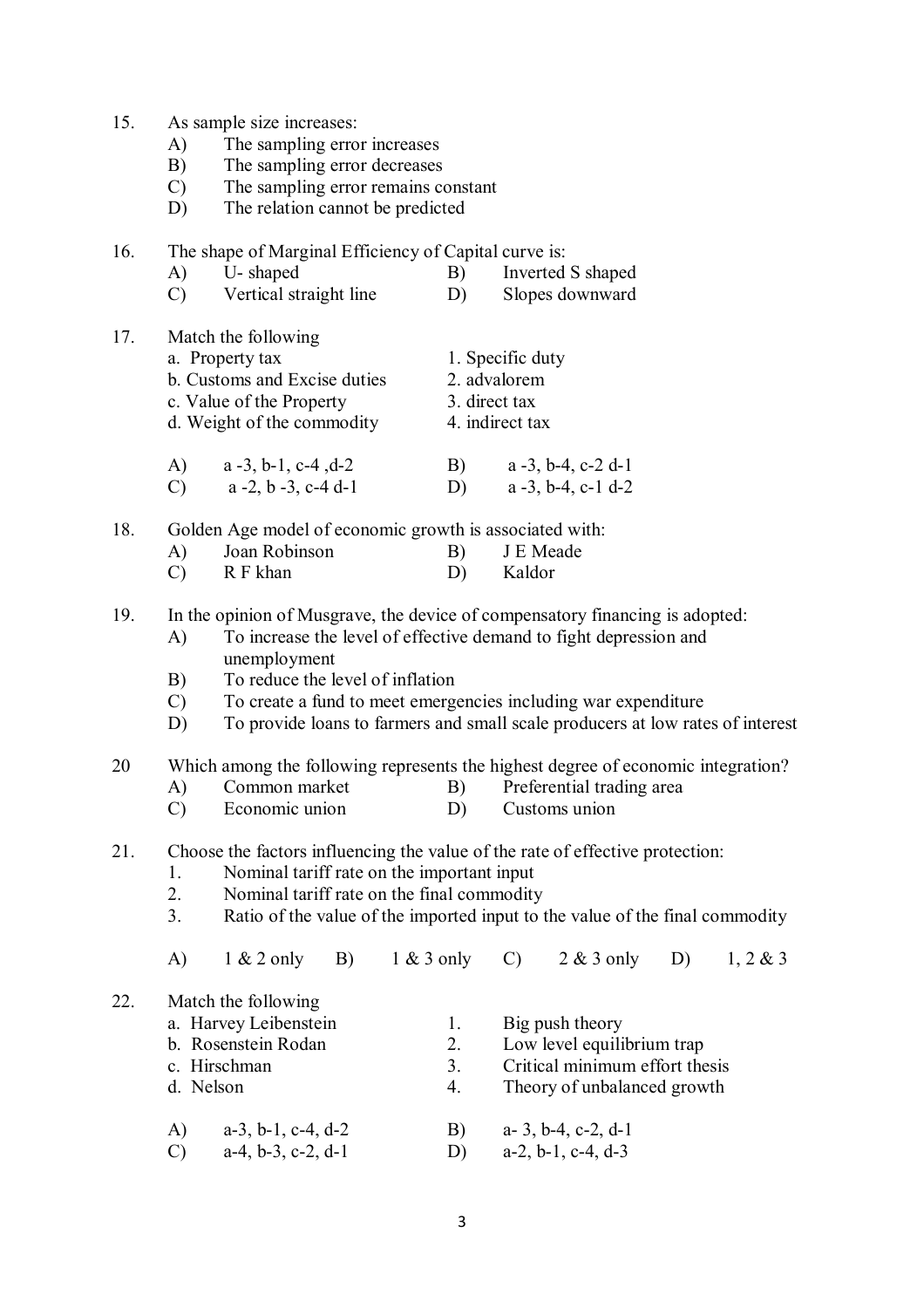15. As sample size increases:
    A) The sampling error increases
    B) The sampling error decreases
    C) The sampling error remains constant
    D) The relation cannot be predicted

16. The shape of Marginal Efficiency of Capital curve is:
    A) U- shaped
    B) Inverted S shaped
    C) Vertical straight line
    D) Slopes downward

17. Match the following

| | |
|---|---|
| a. Property tax | 1. Specific duty |
| b. Customs and Excise duties | 2. advalorem |
| c. Value of the Property | 3. direct tax |
| d. Weight of the commodity | 4. indirect tax |

    A) a -3, b-1, c-4 ,d-2
    B) a -3, b-4, c-2 d-1
    C) a -2, b -3, c-4 d-1
    D) a -3, b-4, c-1 d-2

18. Golden Age model of economic growth is associated with:
    A) Joan Robinson
    B) J E Meade
    C) R F khan
    D) Kaldor

19. In the opinion of Musgrave, the device of compensatory financing is adopted:
    A) To increase the level of effective demand to fight depression and unemployment
    B) To reduce the level of inflation
    C) To create a fund to meet emergencies including war expenditure
    D) To provide loans to farmers and small scale producers at low rates of interest

20 Which among the following represents the highest degree of economic integration?
    A) Common market
    B) Preferential trading area
    C) Economic union
    D) Customs union

21. Choose the factors influencing the value of the rate of effective protection:
    1. Nominal tariff rate on the important input
    2. Nominal tariff rate on the final commodity
    3. Ratio of the value of the imported input to the value of the final commodity

    A) 1 & 2 only
    B) 1 & 3 only
    C) 2 & 3 only
    D) 1, 2 & 3

22. Match the following

| | |
|---|---|
| a. Harvey Leibenstein | 1. Big push theory |
| b. Rosenstein Rodan | 2. Low level equilibrium trap |
| c. Hirschman | 3. Critical minimum effort thesis |
| d. Nelson | 4. Theory of unbalanced growth |

    A) a-3, b-1, c-4, d-2
    B) a- 3, b-4, c-2, d-1
    C) a-4, b-3, c-2, d-1
    D) a-2, b-1, c-4, d-3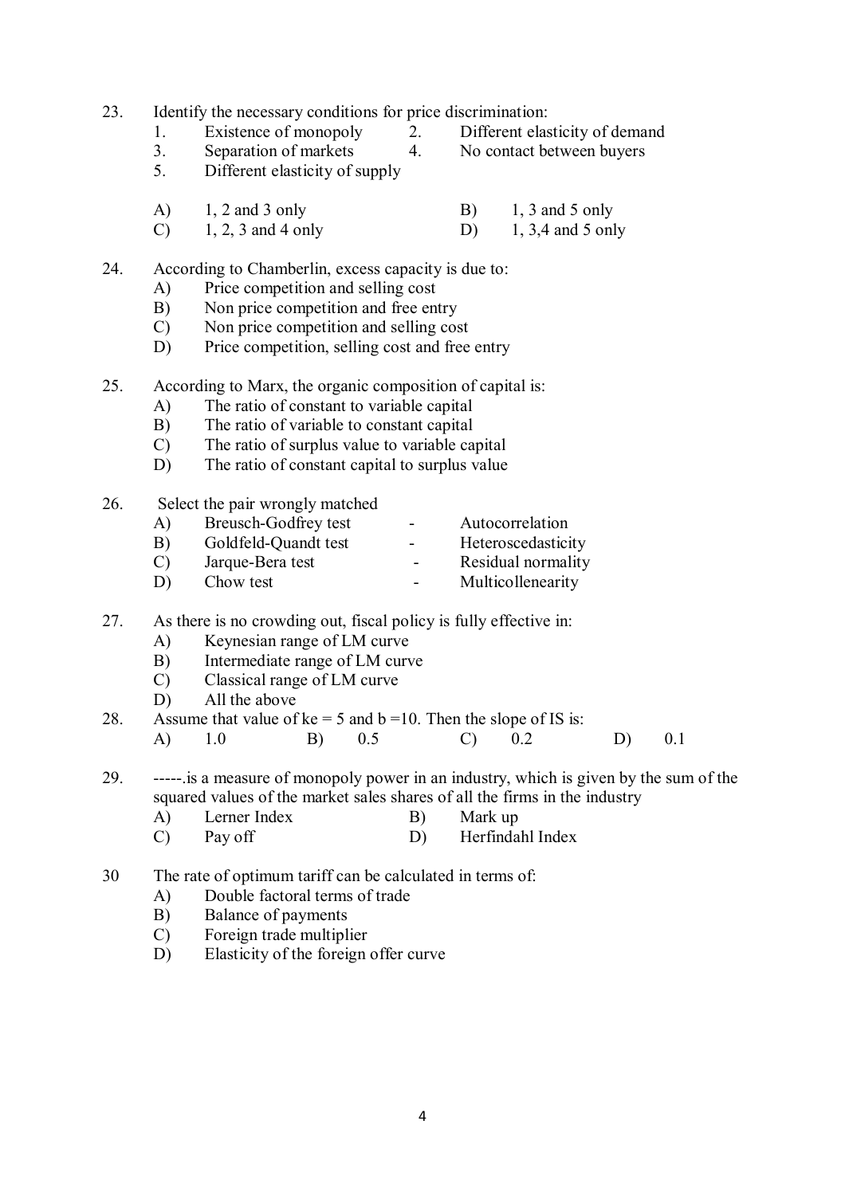23. Identify the necessary conditions for price discrimination:

    1. Existence of monopoly
    2. Different elasticity of demand
    3. Separation of markets
    4. No contact between buyers
    5. Different elasticity of supply

    A) 1, 2 and 3 only  
    B) 1, 3 and 5 only  
    C) 1, 2, 3 and 4 only  
    D) 1, 3,4 and 5 only

24. According to Chamberlin, excess capacity is due to:

    A) Price competition and selling cost  
    B) Non price competition and free entry  
    C) Non price competition and selling cost  
    D) Price competition, selling cost and free entry

25. According to Marx, the organic composition of capital is:

    A) The ratio of constant to variable capital  
    B) The ratio of variable to constant capital  
    C) The ratio of surplus value to variable capital  
    D) The ratio of constant capital to surplus value

26. Select the pair wrongly matched

    A) Breusch-Godfrey test - Autocorrelation  
    B) Goldfeld-Quandt test - Heteroscedasticity  
    C) Jarque-Bera test - Residual normality  
    D) Chow test - Multicollenearity

27. As there is no crowding out, fiscal policy is fully effective in:

    A) Keynesian range of LM curve  
    B) Intermediate range of LM curve  
    C) Classical range of LM curve  
    D) All the above

28. Assume that value of ke = 5 and b =10. Then the slope of IS is:

    A) 1.0  B) 0.5  C) 0.2  D) 0.1

29. -----.is a measure of monopoly power in an industry, which is given by the sum of the squared values of the market sales shares of all the firms in the industry

    A) Lerner Index  
    B) Mark up  
    C) Pay off  
    D) Herfindahl Index

30. The rate of optimum tariff can be calculated in terms of:

    A) Double factoral terms of trade  
    B) Balance of payments  
    C) Foreign trade multiplier  
    D) Elasticity of the foreign offer curve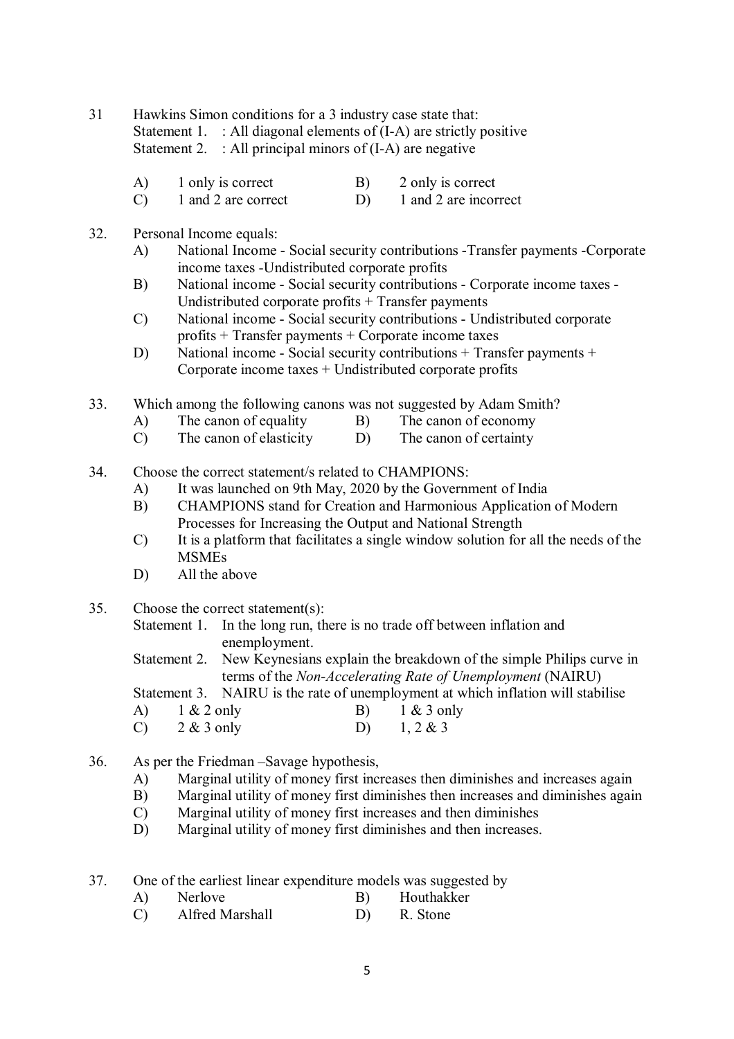31 Hawkins Simon conditions for a 3 industry case state that:
Statement 1. : All diagonal elements of (I-A) are strictly positive
Statement 2. : All principal minors of (I-A) are negative

A) 1 only is correct  B) 2 only is correct
C) 1 and 2 are correct  D) 1 and 2 are incorrect

32. Personal Income equals:
A) National Income - Social security contributions -Transfer payments -Corporate income taxes -Undistributed corporate profits
B) National income - Social security contributions - Corporate income taxes - Undistributed corporate profits + Transfer payments
C) National income - Social security contributions - Undistributed corporate profits + Transfer payments + Corporate income taxes
D) National income - Social security contributions + Transfer payments + Corporate income taxes + Undistributed corporate profits

33. Which among the following canons was not suggested by Adam Smith?
A) The canon of equality  B) The canon of economy
C) The canon of elasticity  D) The canon of certainty

34. Choose the correct statement/s related to CHAMPIONS:
A) It was launched on 9th May, 2020 by the Government of India
B) CHAMPIONS stand for Creation and Harmonious Application of Modern Processes for Increasing the Output and National Strength
C) It is a platform that facilitates a single window solution for all the needs of the MSMEs
D) All the above

35. Choose the correct statement(s):
Statement 1. In the long run, there is no trade off between inflation and enemployment.
Statement 2. New Keynesians explain the breakdown of the simple Philips curve in terms of the *Non-Accelerating Rate of Unemployment* (NAIRU)
Statement 3. NAIRU is the rate of unemployment at which inflation will stabilise
A) 1 & 2 only  B) 1 & 3 only
C) 2 & 3 only  D) 1, 2 & 3

36. As per the Friedman –Savage hypothesis,
A) Marginal utility of money first increases then diminishes and increases again
B) Marginal utility of money first diminishes then increases and diminishes again
C) Marginal utility of money first increases and then diminishes
D) Marginal utility of money first diminishes and then increases.

37. One of the earliest linear expenditure models was suggested by
A) Nerlove  B) Houthakker
C) Alfred Marshall  D) R. Stone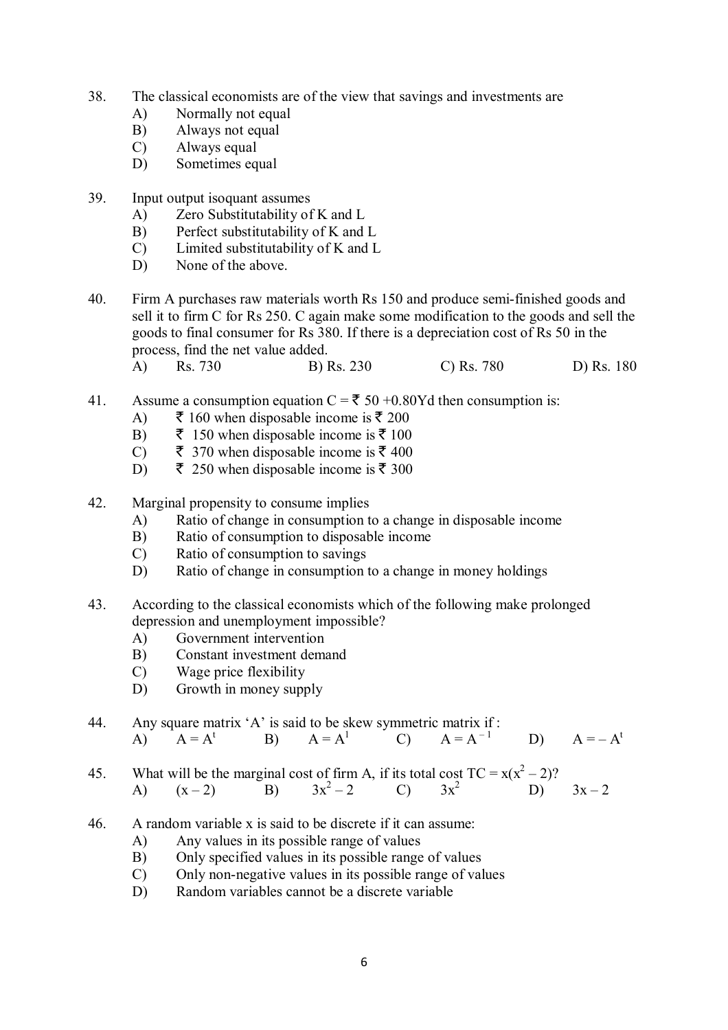38. The classical economists are of the view that savings and investments are
    A) Normally not equal
    B) Always not equal
    C) Always equal
    D) Sometimes equal

39. Input output isoquant assumes
    A) Zero Substitutability of K and L
    B) Perfect substitutability of K and L
    C) Limited substitutability of K and L
    D) None of the above.

40. Firm A purchases raw materials worth Rs 150 and produce semi-finished goods and sell it to firm C for Rs 250. C again make some modification to the goods and sell the goods to final consumer for Rs 380. If there is a depreciation cost of Rs 50 in the process, find the net value added.
    A) Rs. 730 B) Rs. 230 C) Rs. 780 D) Rs. 180

41. Assume a consumption equation C = ₹ 50 +0.80Yd then consumption is:
    A) ₹ 160 when disposable income is ₹ 200
    B) ₹ 150 when disposable income is ₹ 100
    C) ₹ 370 when disposable income is ₹ 400
    D) ₹ 250 when disposable income is ₹ 300

42. Marginal propensity to consume implies
    A) Ratio of change in consumption to a change in disposable income
    B) Ratio of consumption to disposable income
    C) Ratio of consumption to savings
    D) Ratio of change in consumption to a change in money holdings

43. According to the classical economists which of the following make prolonged depression and unemployment impossible?
    A) Government intervention
    B) Constant investment demand
    C) Wage price flexibility
    D) Growth in money supply

44. Any square matrix 'A' is said to be skew symmetric matrix if :
    A) $A = A^t$ B) $A = A^1$ C) $A = A^{-1}$ D) $A = -A^t$

45. What will be the marginal cost of firm A, if its total cost $TC = x(x^2 - 2)$?
    A) $(x - 2)$ B) $3x^2 - 2$ C) $3x^2$ D) $3x - 2$

46. A random variable x is said to be discrete if it can assume:
    A) Any values in its possible range of values
    B) Only specified values in its possible range of values
    C) Only non-negative values in its possible range of values
    D) Random variables cannot be a discrete variable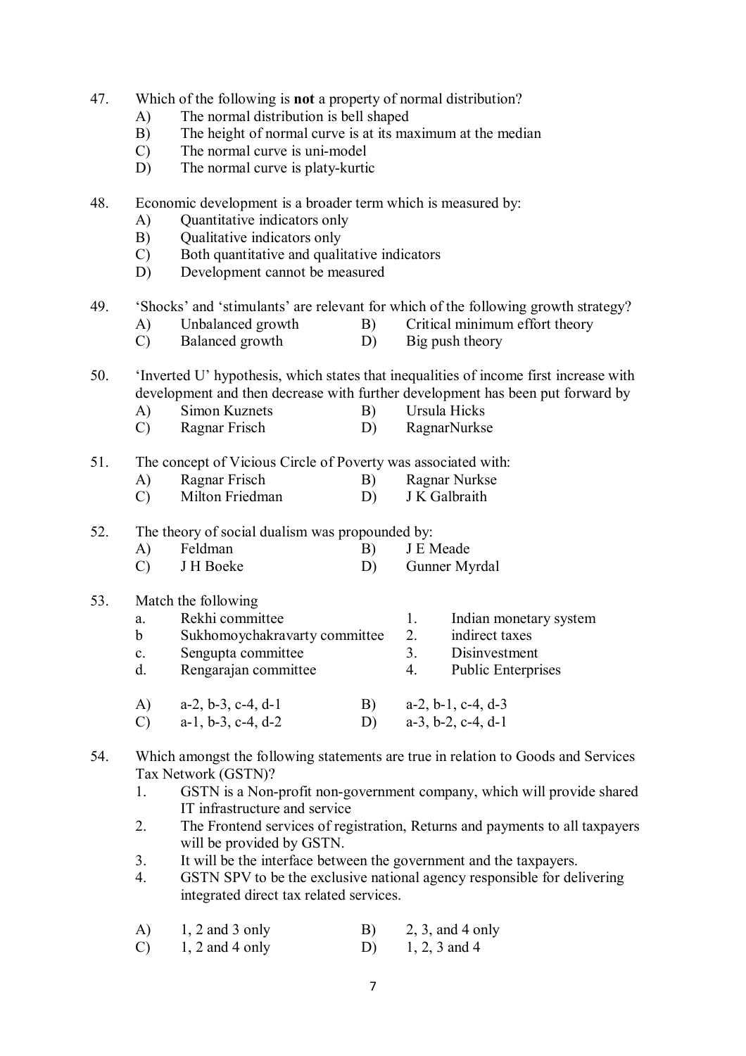47. Which of the following is **not** a property of normal distribution?
    A) The normal distribution is bell shaped
    B) The height of normal curve is at its maximum at the median
    C) The normal curve is uni-model
    D) The normal curve is platy-kurtic

48. Economic development is a broader term which is measured by:
    A) Quantitative indicators only
    B) Qualitative indicators only
    C) Both quantitative and qualitative indicators
    D) Development cannot be measured

49. 'Shocks' and 'stimulants' are relevant for which of the following growth strategy?
    A) Unbalanced growth
    B) Critical minimum effort theory
    C) Balanced growth
    D) Big push theory

50. 'Inverted U' hypothesis, which states that inequalities of income first increase with development and then decrease with further development has been put forward by
    A) Simon Kuznets
    B) Ursula Hicks
    C) Ragnar Frisch
    D) RagnarNurkse

51. The concept of Vicious Circle of Poverty was associated with:
    A) Ragnar Frisch
    B) Ragnar Nurkse
    C) Milton Friedman
    D) J K Galbraith

52. The theory of social dualism was propounded by:
    A) Feldman
    B) J E Meade
    C) J H Boeke
    D) Gunner Myrdal

53. Match the following

| | | | |
|---|---|---|---|
| a. | Rekhi committee | 1. | Indian monetary system |
| b | Sukhomoychakravarty committee | 2. | indirect taxes |
| c. | Sengupta committee | 3. | Disinvestment |
| d. | Rengarajan committee | 4. | Public Enterprises |

    A) a-2, b-3, c-4, d-1
    B) a-2, b-1, c-4, d-3
    C) a-1, b-3, c-4, d-2
    D) a-3, b-2, c-4, d-1

54. Which amongst the following statements are true in relation to Goods and Services Tax Network (GSTN)?
    1. GSTN is a Non-profit non-government company, which will provide shared IT infrastructure and service
    2. The Frontend services of registration, Returns and payments to all taxpayers will be provided by GSTN.
    3. It will be the interface between the government and the taxpayers.
    4. GSTN SPV to be the exclusive national agency responsible for delivering integrated direct tax related services.

    A) 1, 2 and 3 only
    B) 2, 3, and 4 only
    C) 1, 2 and 4 only
    D) 1, 2, 3 and 4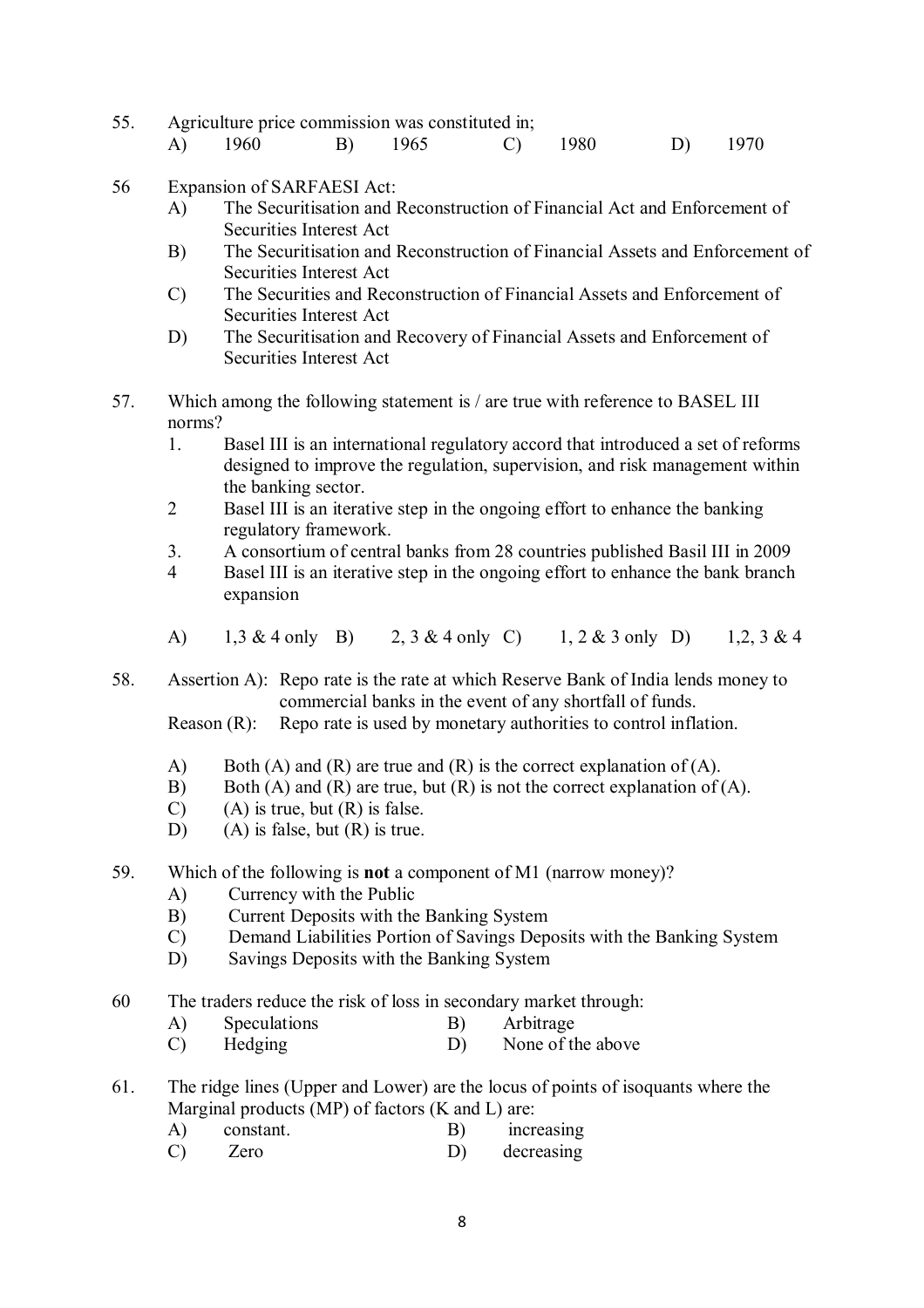55. Agriculture price commission was constituted in;

    A) 1960 B) 1965 C) 1980 D) 1970

56 Expansion of SARFAESI Act:

    A) The Securitisation and Reconstruction of Financial Act and Enforcement of Securities Interest Act
    B) The Securitisation and Reconstruction of Financial Assets and Enforcement of Securities Interest Act
    C) The Securities and Reconstruction of Financial Assets and Enforcement of Securities Interest Act
    D) The Securitisation and Recovery of Financial Assets and Enforcement of Securities Interest Act

57. Which among the following statement is / are true with reference to BASEL III norms?

    1. Basel III is an international regulatory accord that introduced a set of reforms designed to improve the regulation, supervision, and risk management within the banking sector.
    2 Basel III is an iterative step in the ongoing effort to enhance the banking regulatory framework.
    3. A consortium of central banks from 28 countries published Basil III in 2009
    4 Basel III is an iterative step in the ongoing effort to enhance the bank branch expansion

    A) 1,3 & 4 only B) 2, 3 & 4 only C) 1, 2 & 3 only D) 1,2, 3 & 4

58. Assertion A): Repo rate is the rate at which Reserve Bank of India lends money to commercial banks in the event of any shortfall of funds.

    Reason (R): Repo rate is used by monetary authorities to control inflation.

    A) Both (A) and (R) are true and (R) is the correct explanation of (A).
    B) Both (A) and (R) are true, but (R) is not the correct explanation of (A).
    C) (A) is true, but (R) is false.
    D) (A) is false, but (R) is true.

59. Which of the following is **not** a component of M1 (narrow money)?

    A) Currency with the Public
    B) Current Deposits with the Banking System
    C) Demand Liabilities Portion of Savings Deposits with the Banking System
    D) Savings Deposits with the Banking System

60 The traders reduce the risk of loss in secondary market through:

    A) Speculations B) Arbitrage
    C) Hedging D) None of the above

61. The ridge lines (Upper and Lower) are the locus of points of isoquants where the Marginal products (MP) of factors (K and L) are:

    A) constant. B) increasing
    C) Zero D) decreasing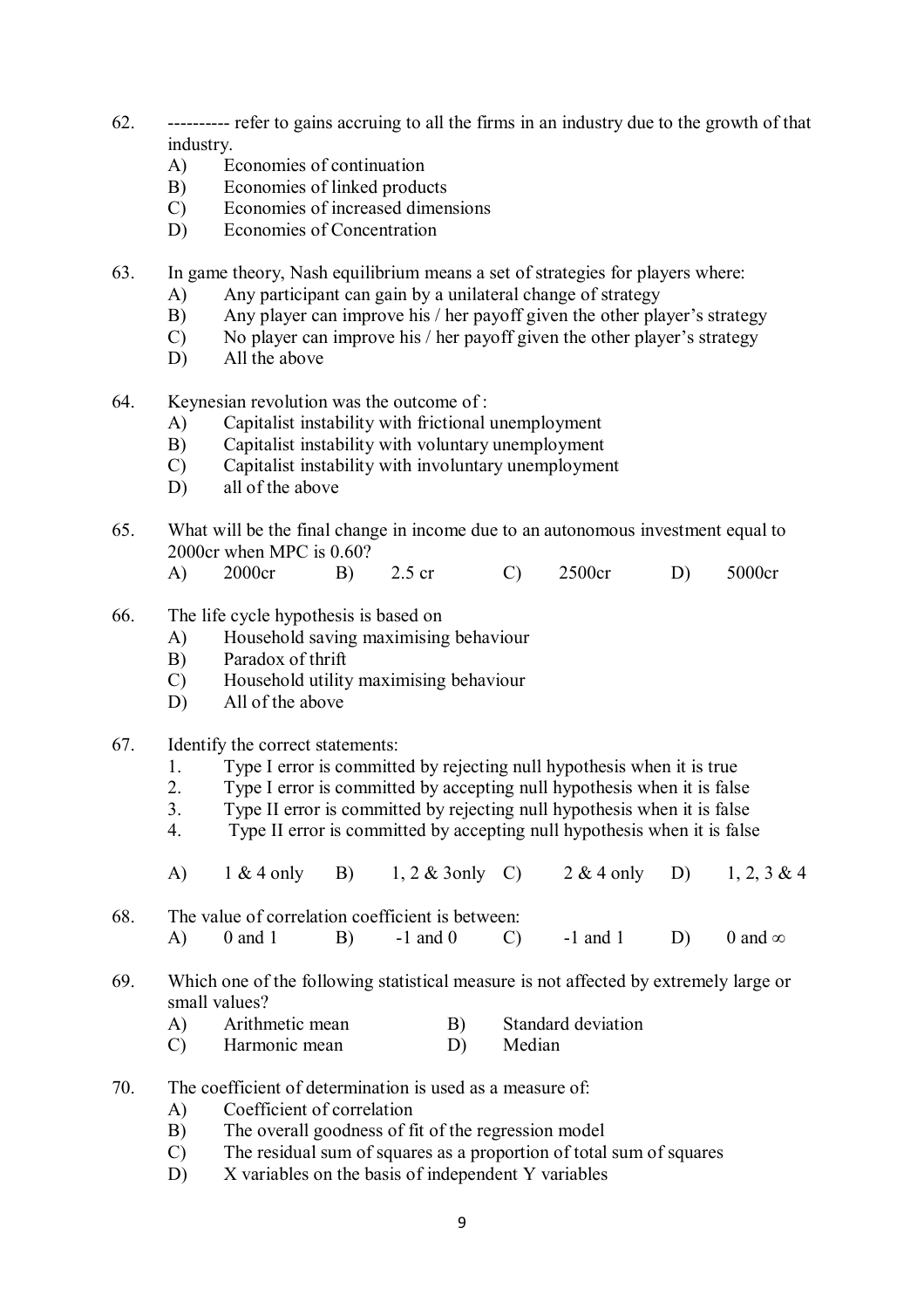62. ---------- refer to gains accruing to all the firms in an industry due to the growth of that industry.
   A) Economies of continuation
   B) Economies of linked products
   C) Economies of increased dimensions
   D) Economies of Concentration

63. In game theory, Nash equilibrium means a set of strategies for players where:
   A) Any participant can gain by a unilateral change of strategy
   B) Any player can improve his / her payoff given the other player's strategy
   C) No player can improve his / her payoff given the other player's strategy
   D) All the above

64. Keynesian revolution was the outcome of :
   A) Capitalist instability with frictional unemployment
   B) Capitalist instability with voluntary unemployment
   C) Capitalist instability with involuntary unemployment
   D) all of the above

65. What will be the final change in income due to an autonomous investment equal to 2000cr when MPC is 0.60?
   A) 2000cr  B) 2.5 cr  C) 2500cr  D) 5000cr

66. The life cycle hypothesis is based on
   A) Household saving maximising behaviour
   B) Paradox of thrift
   C) Household utility maximising behaviour
   D) All of the above

67. Identify the correct statements:
   1. Type I error is committed by rejecting null hypothesis when it is true
   2. Type I error is committed by accepting null hypothesis when it is false
   3. Type II error is committed by rejecting null hypothesis when it is false
   4. Type II error is committed by accepting null hypothesis when it is false

   A) 1 & 4 only  B) 1, 2 & 3only  C) 2 & 4 only  D) 1, 2, 3 & 4

68. The value of correlation coefficient is between:
   A) 0 and 1  B) -1 and 0  C) -1 and 1  D) 0 and $\infty$

69. Which one of the following statistical measure is not affected by extremely large or small values?
   A) Arithmetic mean  B) Standard deviation
   C) Harmonic mean  D) Median

70. The coefficient of determination is used as a measure of:
   A) Coefficient of correlation
   B) The overall goodness of fit of the regression model
   C) The residual sum of squares as a proportion of total sum of squares
   D) X variables on the basis of independent Y variables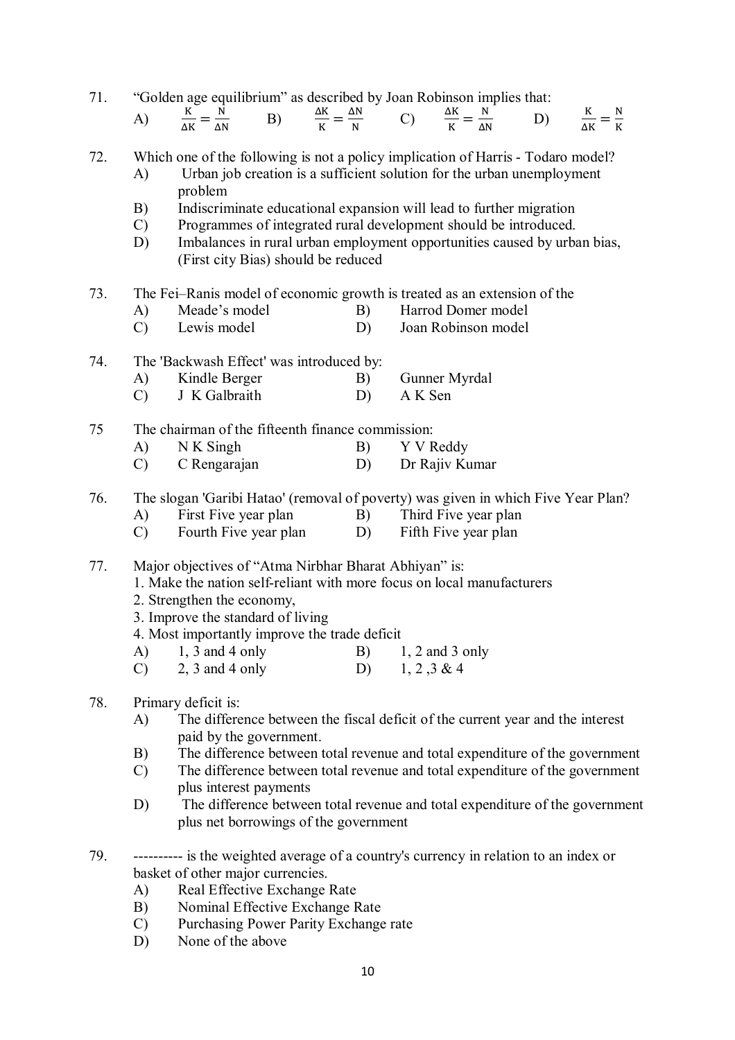71. "Golden age equilibrium" as described by Joan Robinson implies that:

A) $\frac{K}{\Delta K} = \frac{N}{\Delta N}$ B) $\frac{\Delta K}{K} = \frac{\Delta N}{N}$ C) $\frac{\Delta K}{K} = \frac{N}{\Delta N}$ D) $\frac{K}{\Delta K} = \frac{N}{K}$

72. Which one of the following is not a policy implication of Harris - Todaro model?

A) Urban job creation is a sufficient solution for the urban unemployment problem
B) Indiscriminate educational expansion will lead to further migration
C) Programmes of integrated rural development should be introduced.
D) Imbalances in rural urban employment opportunities caused by urban bias, (First city Bias) should be reduced

73. The Fei–Ranis model of economic growth is treated as an extension of the

A) Meade's model B) Harrod Domer model
C) Lewis model D) Joan Robinson model

74. The 'Backwash Effect' was introduced by:

A) Kindle Berger B) Gunner Myrdal
C) J K Galbraith D) A K Sen

75 The chairman of the fifteenth finance commission:

A) N K Singh B) Y V Reddy
C) C Rengarajan D) Dr Rajiv Kumar

76. The slogan 'Garibi Hatao' (removal of poverty) was given in which Five Year Plan?

A) First Five year plan B) Third Five year plan
C) Fourth Five year plan D) Fifth Five year plan

77. Major objectives of "Atma Nirbhar Bharat Abhiyan" is:

1. Make the nation self-reliant with more focus on local manufacturers
2. Strengthen the economy,
3. Improve the standard of living
4. Most importantly improve the trade deficit

A) 1, 3 and 4 only B) 1, 2 and 3 only
C) 2, 3 and 4 only D) 1, 2 ,3 & 4

78. Primary deficit is:

A) The difference between the fiscal deficit of the current year and the interest paid by the government.
B) The difference between total revenue and total expenditure of the government
C) The difference between total revenue and total expenditure of the government plus interest payments
D) The difference between total revenue and total expenditure of the government plus net borrowings of the government

79. ---------- is the weighted average of a country's currency in relation to an index or basket of other major currencies.

A) Real Effective Exchange Rate
B) Nominal Effective Exchange Rate
C) Purchasing Power Parity Exchange rate
D) None of the above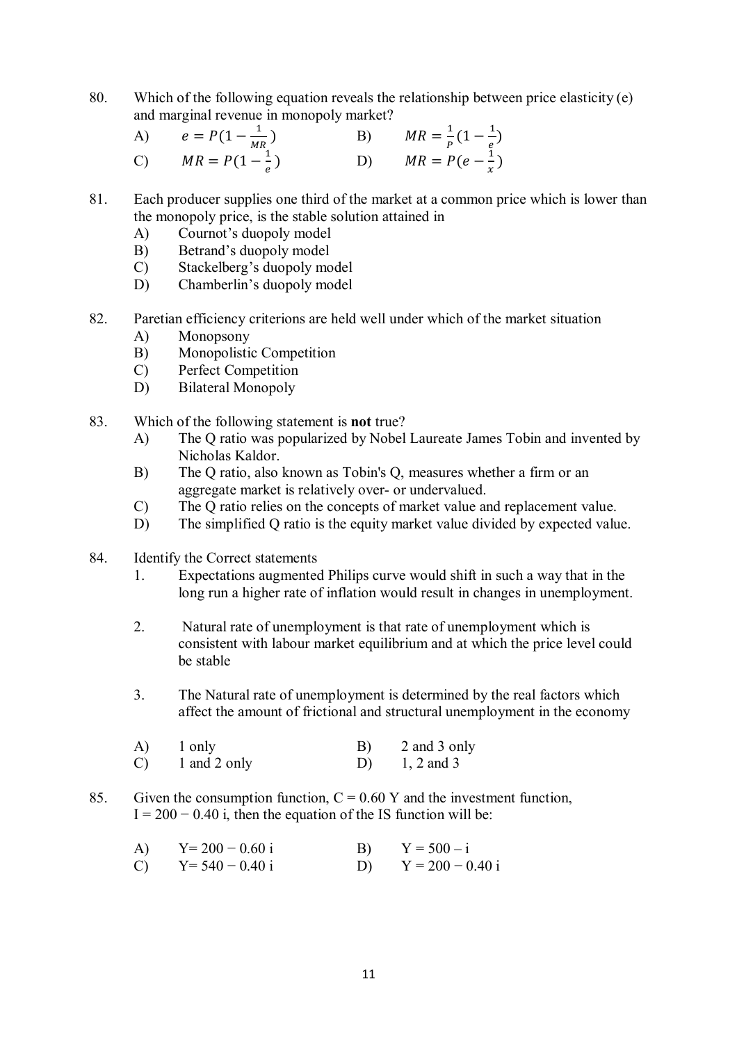80. Which of the following equation reveals the relationship between price elasticity (e) and marginal revenue in monopoly market?

A) $e = P(1 - \frac{1}{MR})$  B) $MR = \frac{1}{P}(1 - \frac{1}{e})$

C) $MR = P(1 - \frac{1}{e})$  D) $MR = P(e - \frac{1}{x})$

81. Each producer supplies one third of the market at a common price which is lower than the monopoly price, is the stable solution attained in

A) Cournot's duopoly model

B) Betrand's duopoly model

C) Stackelberg's duopoly model

D) Chamberlin's duopoly model

82. Paretian efficiency criterions are held well under which of the market situation

A) Monopsony

B) Monopolistic Competition

C) Perfect Competition

D) Bilateral Monopoly

83. Which of the following statement is **not** true?

A) The Q ratio was popularized by Nobel Laureate James Tobin and invented by Nicholas Kaldor.

B) The Q ratio, also known as Tobin's Q, measures whether a firm or an aggregate market is relatively over- or undervalued.

C) The Q ratio relies on the concepts of market value and replacement value.

D) The simplified Q ratio is the equity market value divided by expected value.

84. Identify the Correct statements

1. Expectations augmented Philips curve would shift in such a way that in the long run a higher rate of inflation would result in changes in unemployment.

2. Natural rate of unemployment is that rate of unemployment which is consistent with labour market equilibrium and at which the price level could be stable

3. The Natural rate of unemployment is determined by the real factors which affect the amount of frictional and structural unemployment in the economy

A) 1 only  B) 2 and 3 only

C) 1 and 2 only  D) 1, 2 and 3

85. Given the consumption function, C = 0.60 Y and the investment function, I = 200 − 0.40 i, then the equation of the IS function will be:

A) Y= 200 − 0.60 i  B) Y = 500 – i

C) Y= 540 − 0.40 i  D) Y = 200 − 0.40 i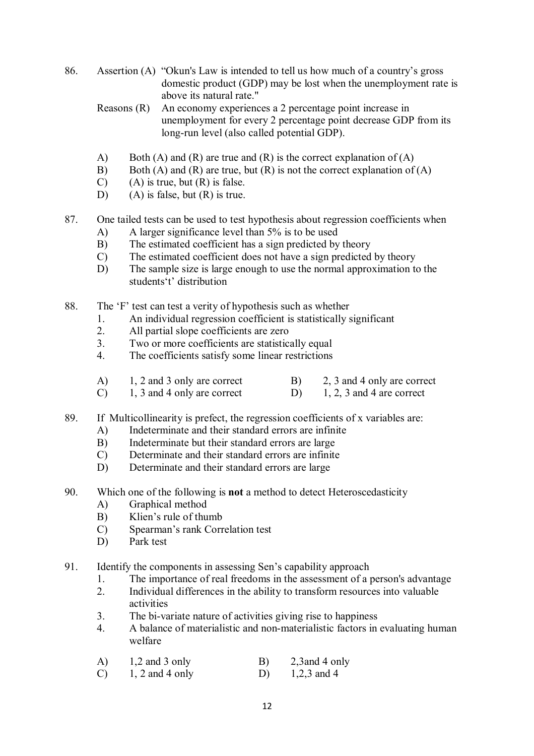86. Assertion (A) "Okun's Law is intended to tell us how much of a country's gross domestic product (GDP) may be lost when the unemployment rate is above its natural rate."

    Reasons (R) An economy experiences a 2 percentage point increase in unemployment for every 2 percentage point decrease GDP from its long-run level (also called potential GDP).

    A) Both (A) and (R) are true and (R) is the correct explanation of (A)
    B) Both (A) and (R) are true, but (R) is not the correct explanation of (A)
    C) (A) is true, but (R) is false.
    D) (A) is false, but (R) is true.

87. One tailed tests can be used to test hypothesis about regression coefficients when
    A) A larger significance level than 5% is to be used
    B) The estimated coefficient has a sign predicted by theory
    C) The estimated coefficient does not have a sign predicted by theory
    D) The sample size is large enough to use the normal approximation to the students't' distribution

88. The 'F' test can test a verity of hypothesis such as whether
    1. An individual regression coefficient is statistically significant
    2. All partial slope coefficients are zero
    3. Two or more coefficients are statistically equal
    4. The coefficients satisfy some linear restrictions

    A) 1, 2 and 3 only are correct
    B) 2, 3 and 4 only are correct
    C) 1, 3 and 4 only are correct
    D) 1, 2, 3 and 4 are correct

89. If Multicollinearity is prefect, the regression coefficients of x variables are:
    A) Indeterminate and their standard errors are infinite
    B) Indeterminate but their standard errors are large
    C) Determinate and their standard errors are infinite
    D) Determinate and their standard errors are large

90. Which one of the following is **not** a method to detect Heteroscedasticity
    A) Graphical method
    B) Klien's rule of thumb
    C) Spearman's rank Correlation test
    D) Park test

91. Identify the components in assessing Sen's capability approach
    1. The importance of real freedoms in the assessment of a person's advantage
    2. Individual differences in the ability to transform resources into valuable activities
    3. The bi-variate nature of activities giving rise to happiness
    4. A balance of materialistic and non-materialistic factors in evaluating human welfare

    A) 1,2 and 3 only
    B) 2,3and 4 only
    C) 1, 2 and 4 only
    D) 1,2,3 and 4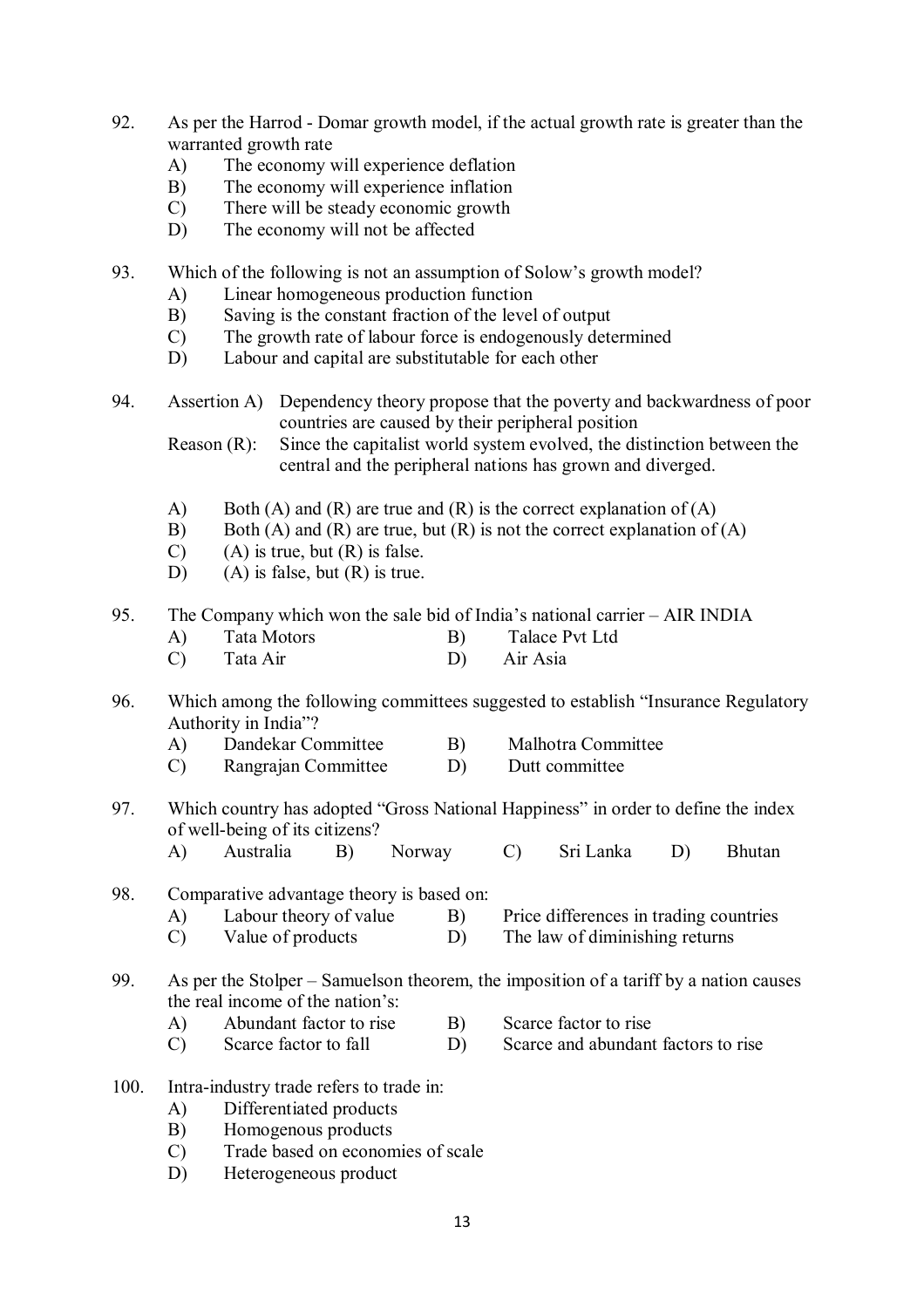92. As per the Harrod - Domar growth model, if the actual growth rate is greater than the warranted growth rate
    - A) The economy will experience deflation
    - B) The economy will experience inflation
    - C) There will be steady economic growth
    - D) The economy will not be affected

93. Which of the following is not an assumption of Solow's growth model?
    - A) Linear homogeneous production function
    - B) Saving is the constant fraction of the level of output
    - C) The growth rate of labour force is endogenously determined
    - D) Labour and capital are substitutable for each other

94. Assertion A) Dependency theory propose that the poverty and backwardness of poor countries are caused by their peripheral position

    Reason (R): Since the capitalist world system evolved, the distinction between the central and the peripheral nations has grown and diverged.

    - A) Both (A) and (R) are true and (R) is the correct explanation of (A)
    - B) Both (A) and (R) are true, but (R) is not the correct explanation of (A)
    - C) (A) is true, but (R) is false.
    - D) (A) is false, but (R) is true.

95. The Company which won the sale bid of India's national carrier – AIR INDIA
    - A) Tata Motors
    - B) Talace Pvt Ltd
    - C) Tata Air
    - D) Air Asia

96. Which among the following committees suggested to establish "Insurance Regulatory Authority in India"?
    - A) Dandekar Committee
    - B) Malhotra Committee
    - C) Rangrajan Committee
    - D) Dutt committee

97. Which country has adopted "Gross National Happiness" in order to define the index of well-being of its citizens?
    - A) Australia
    - B) Norway
    - C) Sri Lanka
    - D) Bhutan

98. Comparative advantage theory is based on:
    - A) Labour theory of value
    - B) Price differences in trading countries
    - C) Value of products
    - D) The law of diminishing returns

99. As per the Stolper – Samuelson theorem, the imposition of a tariff by a nation causes the real income of the nation's:
    - A) Abundant factor to rise
    - B) Scarce factor to rise
    - C) Scarce factor to fall
    - D) Scarce and abundant factors to rise

100. Intra-industry trade refers to trade in:
     - A) Differentiated products
     - B) Homogenous products
     - C) Trade based on economies of scale
     - D) Heterogeneous product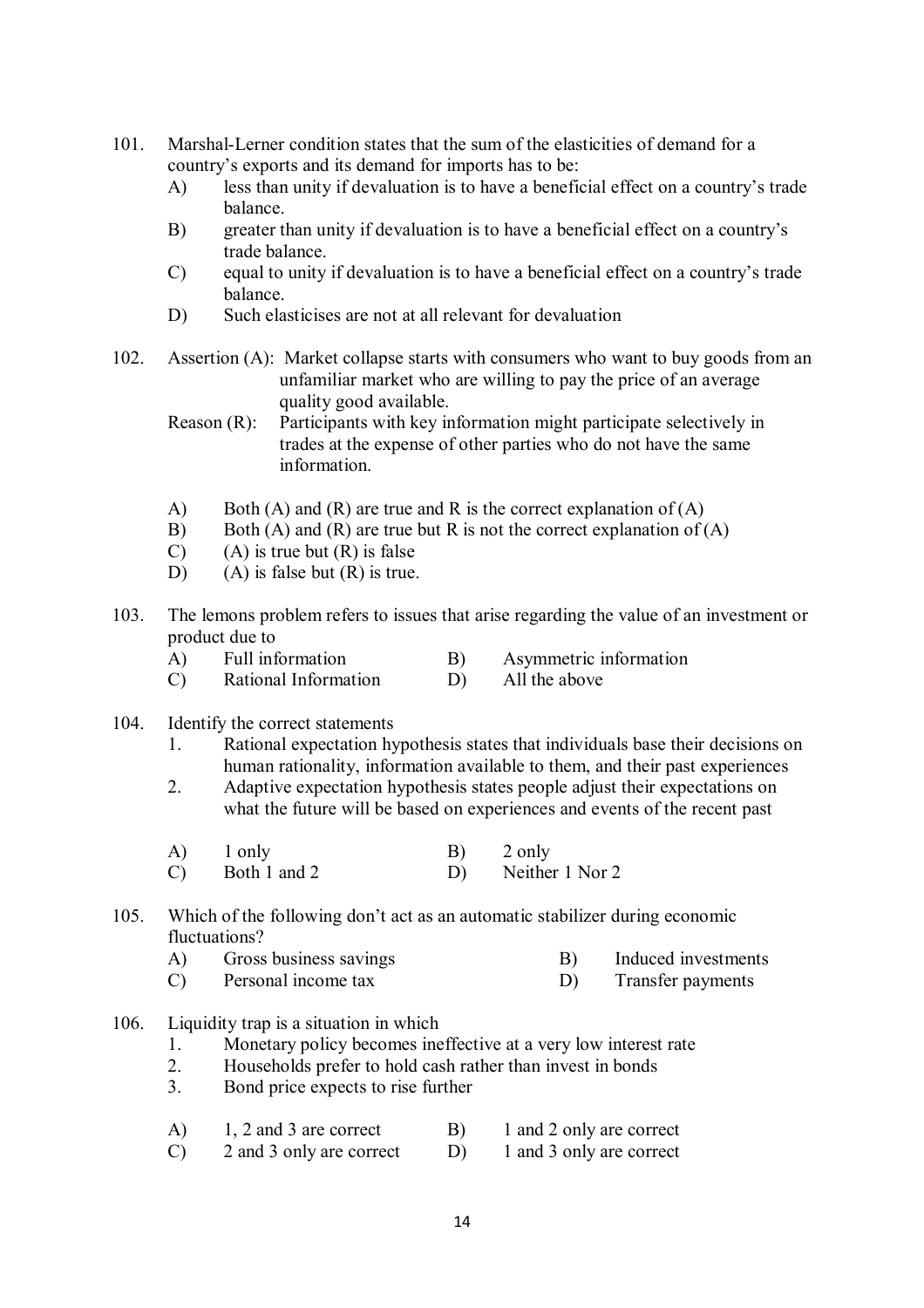101. Marshal-Lerner condition states that the sum of the elasticities of demand for a country's exports and its demand for imports has to be:

   A) less than unity if devaluation is to have a beneficial effect on a country's trade balance.
   B) greater than unity if devaluation is to have a beneficial effect on a country's trade balance.
   C) equal to unity if devaluation is to have a beneficial effect on a country's trade balance.
   D) Such elasticises are not at all relevant for devaluation

102. Assertion (A): Market collapse starts with consumers who want to buy goods from an unfamiliar market who are willing to pay the price of an average quality good available.

   Reason (R): Participants with key information might participate selectively in trades at the expense of other parties who do not have the same information.

   A) Both (A) and (R) are true and R is the correct explanation of (A)
   B) Both (A) and (R) are true but R is not the correct explanation of (A)
   C) (A) is true but (R) is false
   D) (A) is false but (R) is true.

103. The lemons problem refers to issues that arise regarding the value of an investment or product due to

   A) Full information
   B) Asymmetric information
   C) Rational Information
   D) All the above

104. Identify the correct statements

   1. Rational expectation hypothesis states that individuals base their decisions on human rationality, information available to them, and their past experiences
   2. Adaptive expectation hypothesis states people adjust their expectations on what the future will be based on experiences and events of the recent past

   A) 1 only
   B) 2 only
   C) Both 1 and 2
   D) Neither 1 Nor 2

105. Which of the following don't act as an automatic stabilizer during economic fluctuations?

   A) Gross business savings
   B) Induced investments
   C) Personal income tax
   D) Transfer payments

106. Liquidity trap is a situation in which

   1. Monetary policy becomes ineffective at a very low interest rate
   2. Households prefer to hold cash rather than invest in bonds
   3. Bond price expects to rise further

   A) 1, 2 and 3 are correct
   B) 1 and 2 only are correct
   C) 2 and 3 only are correct
   D) 1 and 3 only are correct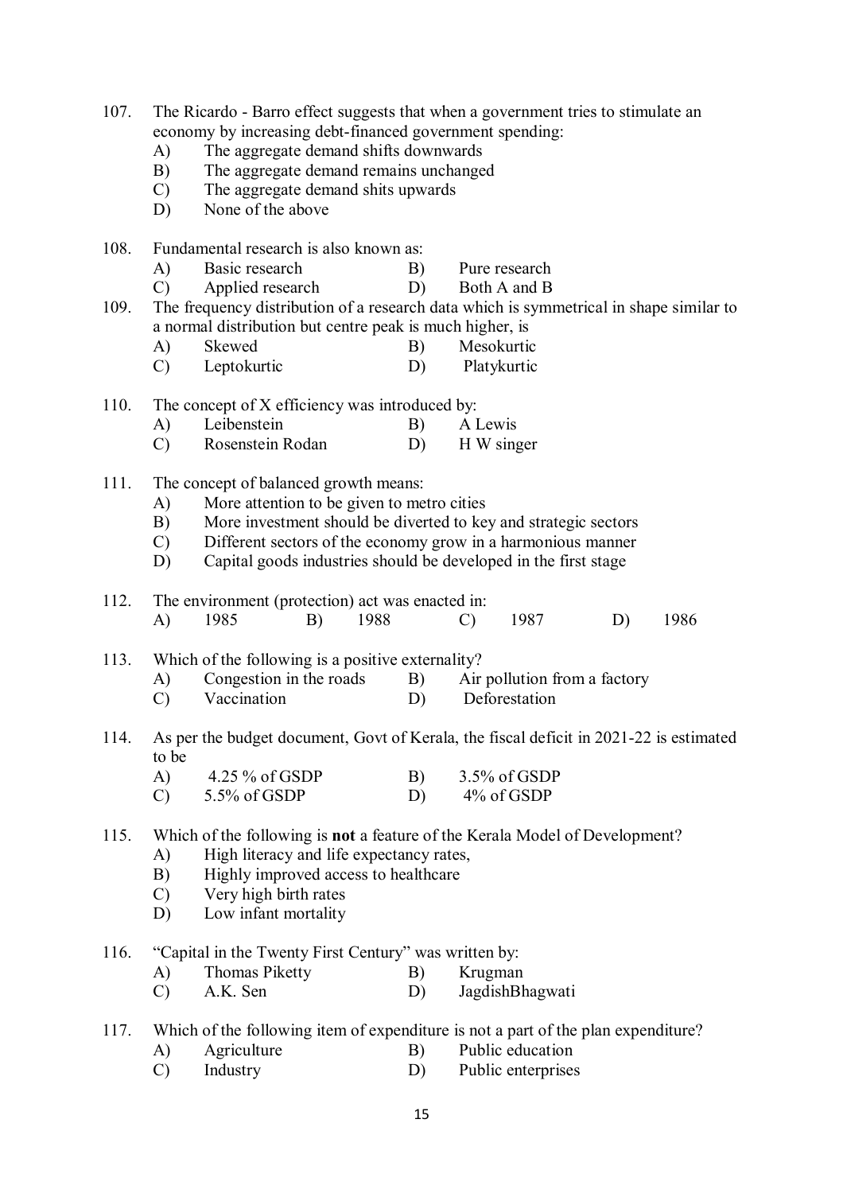107. The Ricardo - Barro effect suggests that when a government tries to stimulate an economy by increasing debt-financed government spending:
   - A) The aggregate demand shifts downwards
   - B) The aggregate demand remains unchanged
   - C) The aggregate demand shits upwards
   - D) None of the above

108. Fundamental research is also known as:
   - A) Basic research
   - B) Pure research
   - C) Applied research
   - D) Both A and B

109. The frequency distribution of a research data which is symmetrical in shape similar to a normal distribution but centre peak is much higher, is
   - A) Skewed
   - B) Mesokurtic
   - C) Leptokurtic
   - D) Platykurtic

110. The concept of X efficiency was introduced by:
   - A) Leibenstein
   - B) A Lewis
   - C) Rosenstein Rodan
   - D) H W singer

111. The concept of balanced growth means:
   - A) More attention to be given to metro cities
   - B) More investment should be diverted to key and strategic sectors
   - C) Different sectors of the economy grow in a harmonious manner
   - D) Capital goods industries should be developed in the first stage

112. The environment (protection) act was enacted in:
   - A) 1985
   - B) 1988
   - C) 1987
   - D) 1986

113. Which of the following is a positive externality?
   - A) Congestion in the roads
   - B) Air pollution from a factory
   - C) Vaccination
   - D) Deforestation

114. As per the budget document, Govt of Kerala, the fiscal deficit in 2021-22 is estimated to be
   - A) 4.25 % of GSDP
   - B) 3.5% of GSDP
   - C) 5.5% of GSDP
   - D) 4% of GSDP

115. Which of the following is **not** a feature of the Kerala Model of Development?
   - A) High literacy and life expectancy rates,
   - B) Highly improved access to healthcare
   - C) Very high birth rates
   - D) Low infant mortality

116. "Capital in the Twenty First Century" was written by:
   - A) Thomas Piketty
   - B) Krugman
   - C) A.K. Sen
   - D) JagdishBhagwati

117. Which of the following item of expenditure is not a part of the plan expenditure?
   - A) Agriculture
   - B) Public education
   - C) Industry
   - D) Public enterprises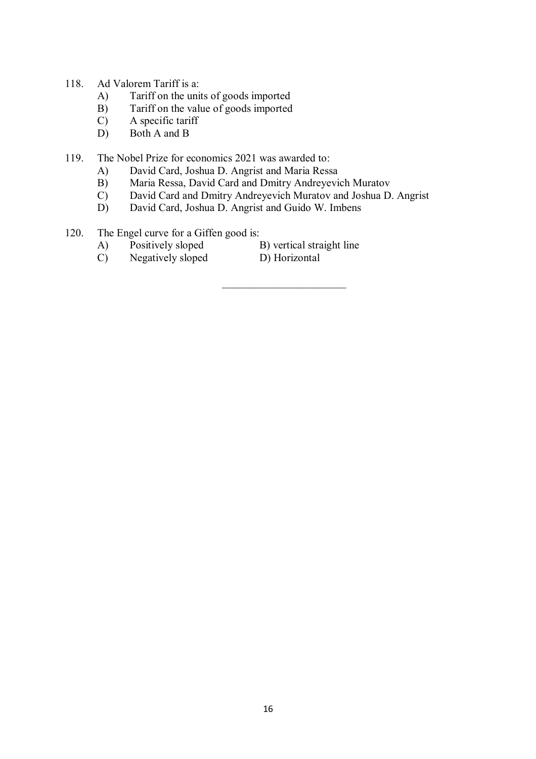118. Ad Valorem Tariff is a:
   - A) Tariff on the units of goods imported
   - B) Tariff on the value of goods imported
   - C) A specific tariff
   - D) Both A and B

119. The Nobel Prize for economics 2021 was awarded to:
   - A) David Card, Joshua D. Angrist and Maria Ressa
   - B) Maria Ressa, David Card and Dmitry Andreyevich Muratov
   - C) David Card and Dmitry Andreyevich Muratov and Joshua D. Angrist
   - D) David Card, Joshua D. Angrist and Guido W. Imbens

120. The Engel curve for a Giffen good is:
   - A) Positively sloped
   - B) vertical straight line
   - C) Negatively sloped
   - D) Horizontal

\_\_\_\_\_\_\_\_\_\_\_\_\_\_\_\_\_\_\_\_\_\_\_\_